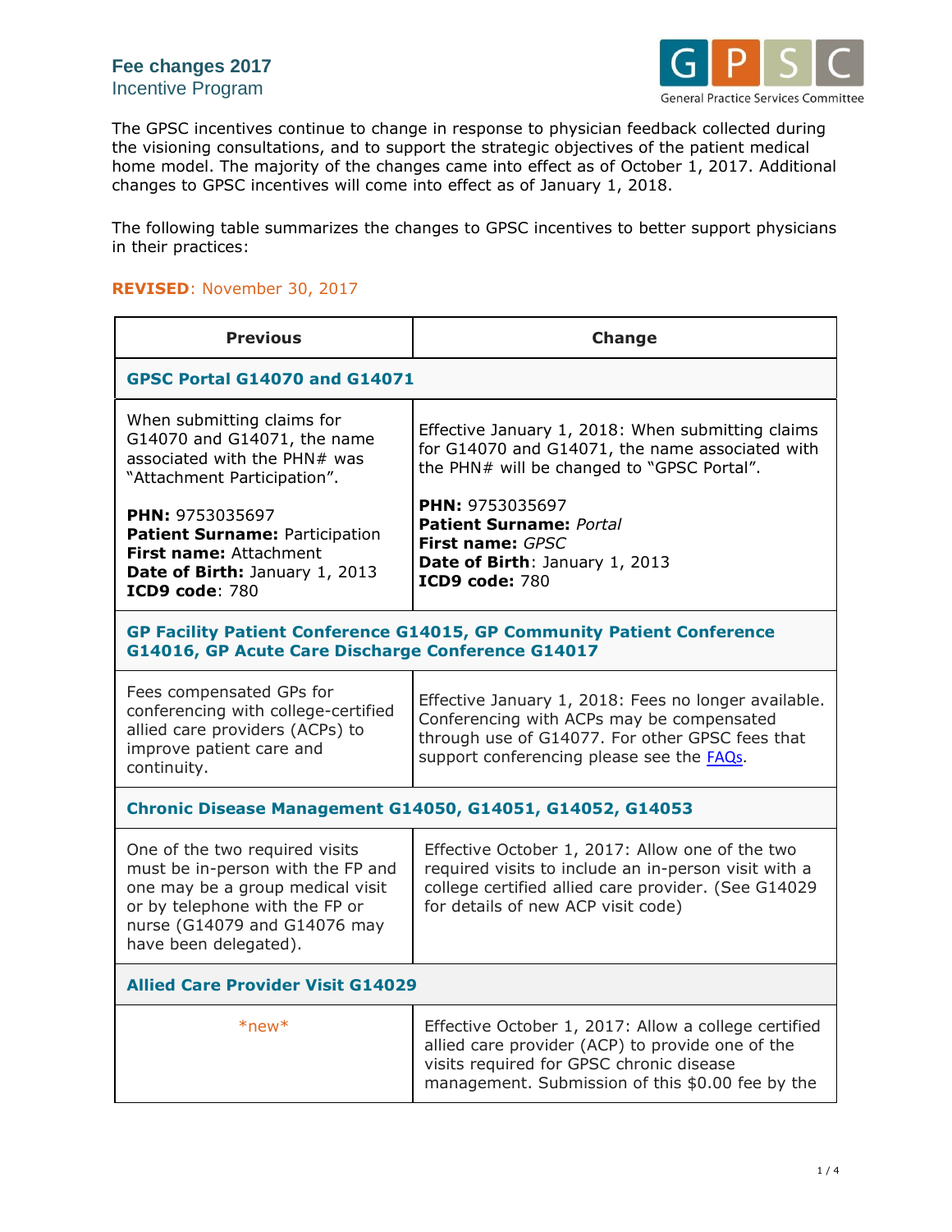# Fee changes 2017

## Incentive Program

The GPSC incentives continue to change in response to physician feedback collected during the visioning consultations, and to support the strategic objectives of the patient medical home model. The majority of the changes came into effect as of October 1, 2017. Additional changes to GPSC incentives will come into effect as of January 1, 2018.

The following table summarizes the changes to GPSC incentives to better support physicians in their practices:

**REVISED**: November 30, 2017

| Previous | Change |
|---|---|
| **GPSC Portal G14070 and G14071** | |
| When submitting claims for G14070 and G14071, the name associated with the PHN# was "Attachment Participation".<br><br>**PHN:** 9753035697<br>**Patient Surname:** Participation<br>**First name:** Attachment<br>**Date of Birth:** January 1, 2013<br>**ICD9 code**: 780 | Effective January 1, 2018: When submitting claims for G14070 and G14071, the name associated with the PHN# will be changed to "GPSC Portal".<br><br>**PHN:** 9753035697<br>**Patient Surname:** *Portal*<br>**First name:** *GPSC*<br>**Date of Birth**: January 1, 2013<br>**ICD9 code:** 780 |
| **GP Facility Patient Conference G14015, GP Community Patient Conference G14016, GP Acute Care Discharge Conference G14017** | |
| Fees compensated GPs for conferencing with college-certified allied care providers (ACPs) to improve patient care and continuity. | Effective January 1, 2018: Fees no longer available. Conferencing with ACPs may be compensated through use of G14077. For other GPSC fees that support conferencing please see the FAQs. |
| **Chronic Disease Management G14050, G14051, G14052, G14053** | |
| One of the two required visits must be in-person with the FP and one may be a group medical visit or by telephone with the FP or nurse (G14079 and G14076 may have been delegated). | Effective October 1, 2017: Allow one of the two required visits to include an in-person visit with a college certified allied care provider. (See G14029 for details of new ACP visit code) |
| **Allied Care Provider Visit G14029** | |
| \*new\* | Effective October 1, 2017: Allow a college certified allied care provider (ACP) to provide one of the visits required for GPSC chronic disease management. Submission of this $0.00 fee by the |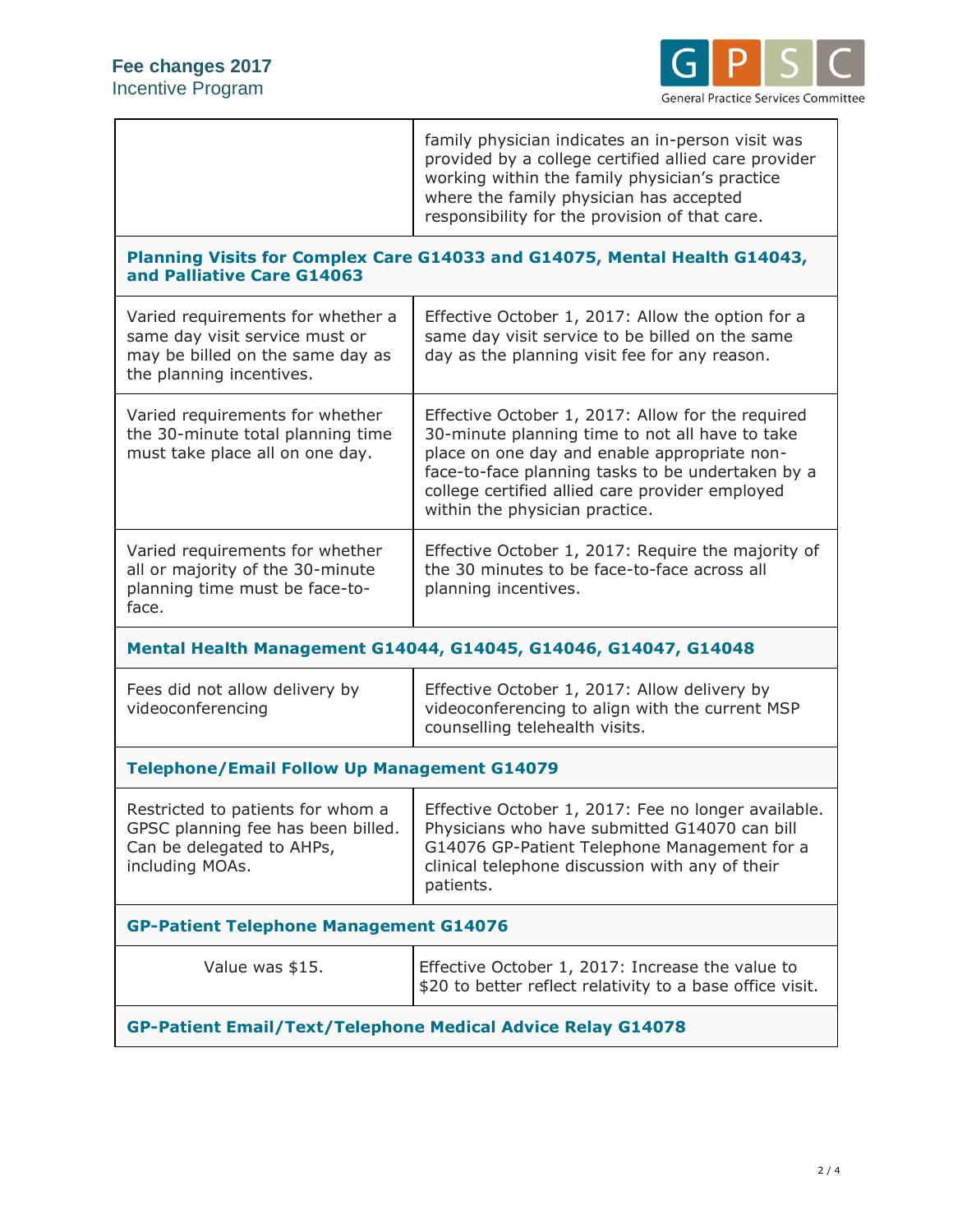| | |
|---|---|
| | family physician indicates an in-person visit was provided by a college certified allied care provider working within the family physician's practice where the family physician has accepted responsibility for the provision of that care. |
| **Planning Visits for Complex Care G14033 and G14075, Mental Health G14043, and Palliative Care G14063** | |
| Varied requirements for whether a same day visit service must or may be billed on the same day as the planning incentives. | Effective October 1, 2017: Allow the option for a same day visit service to be billed on the same day as the planning visit fee for any reason. |
| Varied requirements for whether the 30-minute total planning time must take place all on one day. | Effective October 1, 2017: Allow for the required 30-minute planning time to not all have to take place on one day and enable appropriate non-face-to-face planning tasks to be undertaken by a college certified allied care provider employed within the physician practice. |
| Varied requirements for whether all or majority of the 30-minute planning time must be face-to-face. | Effective October 1, 2017: Require the majority of the 30 minutes to be face-to-face across all planning incentives. |
| **Mental Health Management G14044, G14045, G14046, G14047, G14048** | |
| Fees did not allow delivery by videoconferencing | Effective October 1, 2017: Allow delivery by videoconferencing to align with the current MSP counselling telehealth visits. |
| **Telephone/Email Follow Up Management G14079** | |
| Restricted to patients for whom a GPSC planning fee has been billed. Can be delegated to AHPs, including MOAs. | Effective October 1, 2017: Fee no longer available. Physicians who have submitted G14070 can bill G14076 GP-Patient Telephone Management for a clinical telephone discussion with any of their patients. |
| **GP-Patient Telephone Management G14076** | |
| Value was $15. | Effective October 1, 2017: Increase the value to $20 to better reflect relativity to a base office visit. |
| **GP-Patient Email/Text/Telephone Medical Advice Relay G14078** | |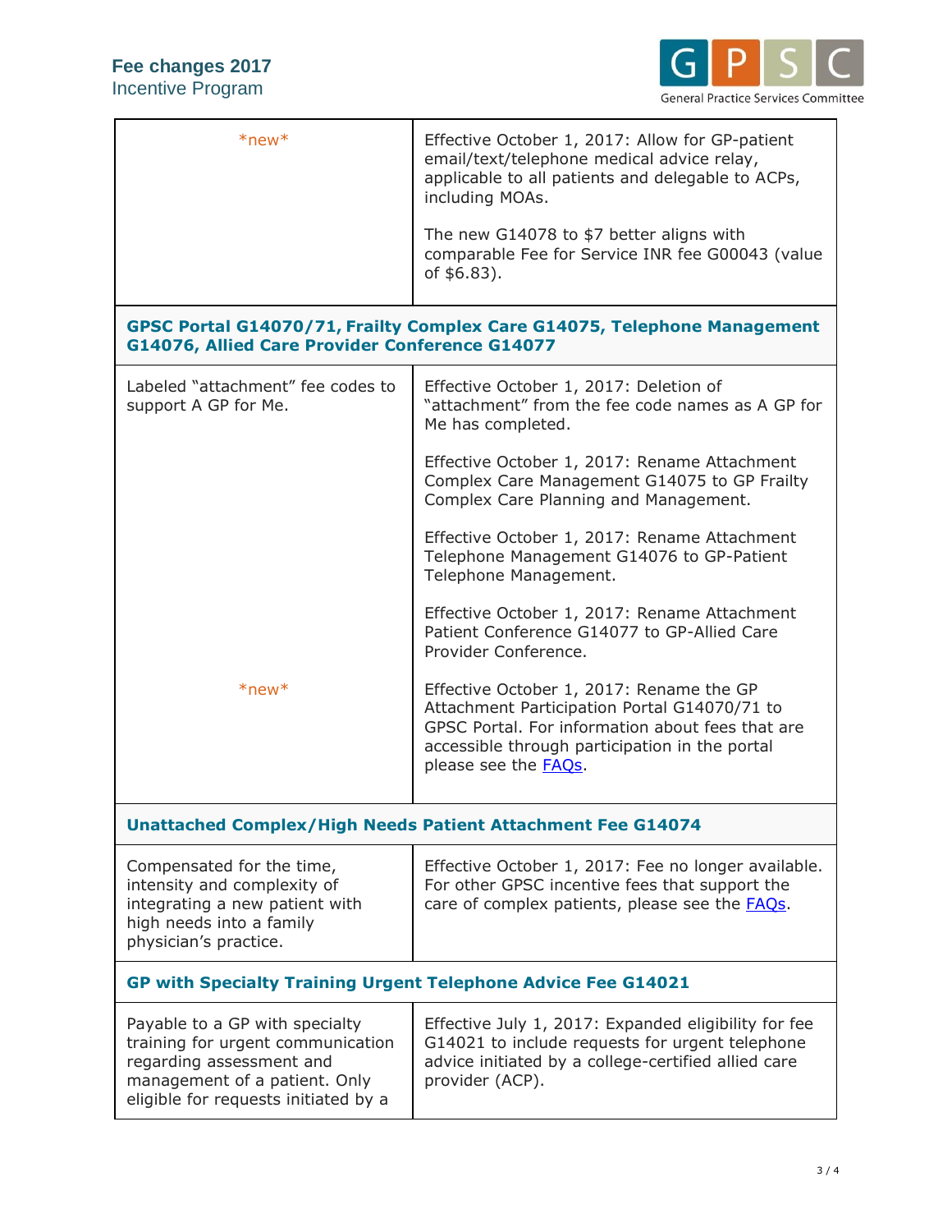| | |
|---|---|
| *new* | Effective October 1, 2017: Allow for GP-patient email/text/telephone medical advice relay, applicable to all patients and delegable to ACPs, including MOAs.<br><br>The new G14078 to $7 better aligns with comparable Fee for Service INR fee G00043 (value of $6.83). |

**GPSC Portal G14070/71, Frailty Complex Care G14075, Telephone Management G14076, Allied Care Provider Conference G14077**

| | |
|---|---|
| Labeled "attachment" fee codes to support A GP for Me.<br><br>*new* | Effective October 1, 2017: Deletion of "attachment" from the fee code names as A GP for Me has completed.<br><br>Effective October 1, 2017: Rename Attachment Complex Care Management G14075 to GP Frailty Complex Care Planning and Management.<br><br>Effective October 1, 2017: Rename Attachment Telephone Management G14076 to GP-Patient Telephone Management.<br><br>Effective October 1, 2017: Rename Attachment Patient Conference G14077 to GP-Allied Care Provider Conference.<br><br>Effective October 1, 2017: Rename the GP Attachment Participation Portal G14070/71 to GPSC Portal. For information about fees that are accessible through participation in the portal please see the FAQs. |

**Unattached Complex/High Needs Patient Attachment Fee G14074**

| | |
|---|---|
| Compensated for the time, intensity and complexity of integrating a new patient with high needs into a family physician's practice. | Effective October 1, 2017: Fee no longer available. For other GPSC incentive fees that support the care of complex patients, please see the FAQs. |

**GP with Specialty Training Urgent Telephone Advice Fee G14021**

| | |
|---|---|
| Payable to a GP with specialty training for urgent communication regarding assessment and management of a patient. Only eligible for requests initiated by a | Effective July 1, 2017: Expanded eligibility for fee G14021 to include requests for urgent telephone advice initiated by a college-certified allied care provider (ACP). |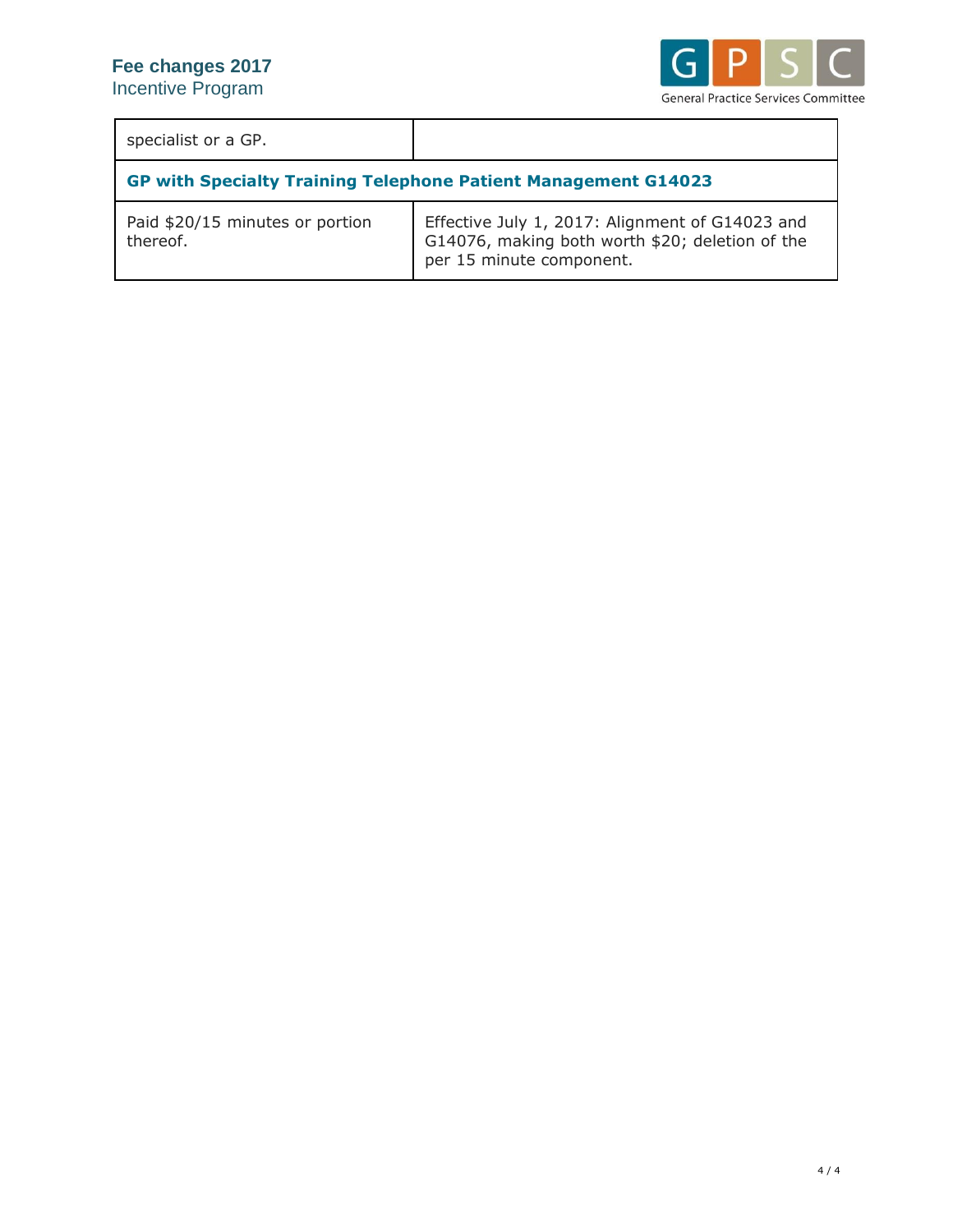| | |
|---|---|
| specialist or a GP. | |
| **GP with Specialty Training Telephone Patient Management G14023** | |
| Paid $20/15 minutes or portion thereof. | Effective July 1, 2017: Alignment of G14023 and G14076, making both worth $20; deletion of the per 15 minute component. |